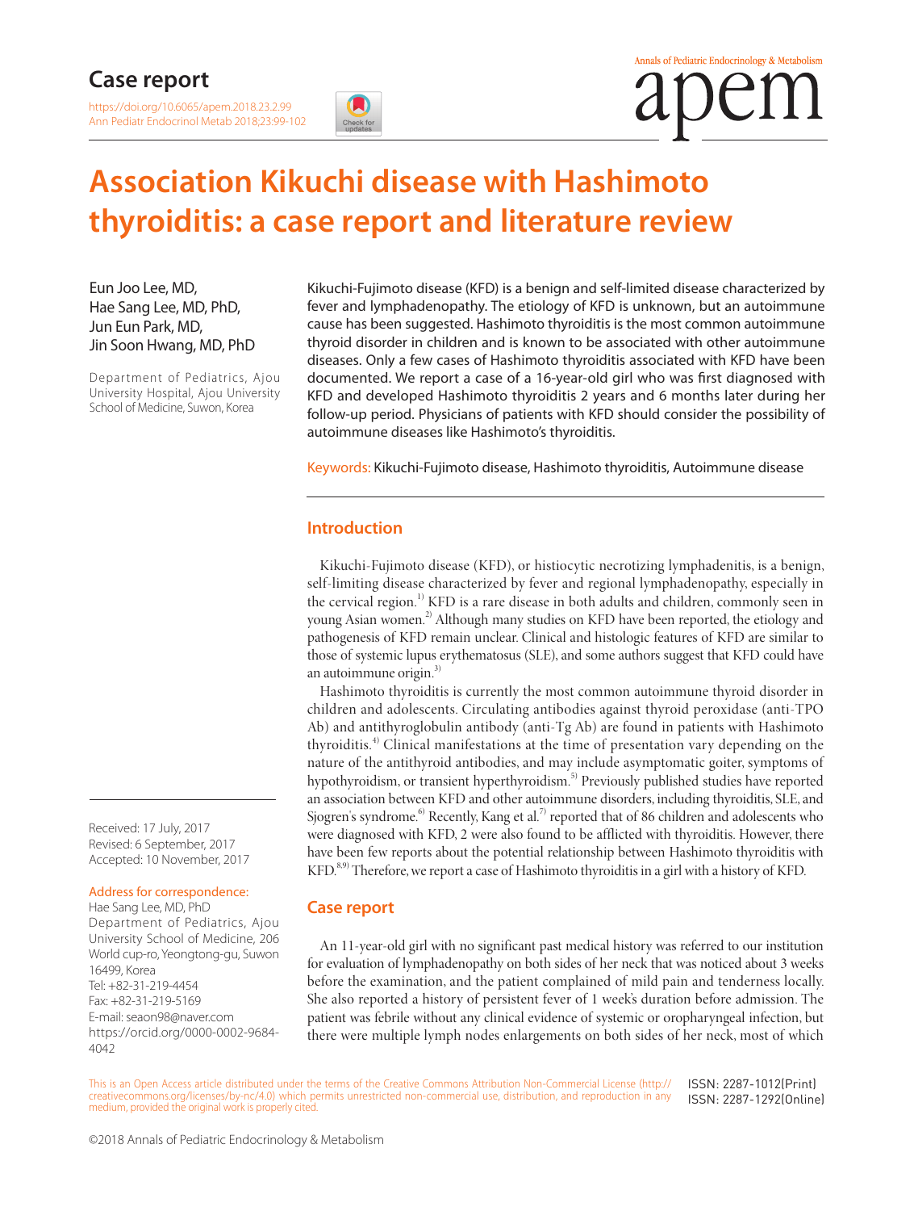Case report

https://doi.org/10.6065/apem.2018.23.2.99

# Association Kikuchi disease with Hashimoto thyroiditis: a case report and literature review

Eun Joo Lee, MD, Hae Sang Lee, MD, PhD, Jun Eun Park, MD, Jin Soon Hwang, MD, PhD

Department of Pediatrics, Ajou University Hospital, Ajou University School of Medicine, Suwon, Korea

Kikuchi-Fujimoto disease (KFD) is a benign and self-limited disease characterized by fever and lymphadenopathy. The etiology of KFD is unknown, but an autoimmune cause has been suggested. Hashimoto thyroiditis is the most common autoimmune thyroid disorder in children and is known to be associated with other autoimmune diseases. Only a few cases of Hashimoto thyroiditis associated with KFD have been documented. We report a case of a 16-year-old girl who was first diagnosed with KFD and developed Hashimoto thyroiditis 2 years and 6 months later during her follow-up period. Physicians of patients with KFD should consider the possibility of autoimmune diseases like Hashimoto's thyroiditis.

Keywords: Kikuchi-Fujimoto disease, Hashimoto thyroiditis, Autoimmune disease

## Introduction

Kikuchi-Fujimoto disease (KFD), or histiocytic necrotizing lymphadenitis, is a benign, self-limiting disease characterized by fever and regional lymphadenopathy, especially in the cervical region.[1] KFD is a rare disease in both adults and children, commonly seen in young Asian women.[2] Although many studies on KFD have been reported, the etiology and pathogenesis of KFD remain unclear. Clinical and histologic features of KFD are similar to those of systemic lupus erythematosus (SLE), and some authors suggest that KFD could have an autoimmune origin.[3]

Hashimoto thyroiditis is currently the most common autoimmune thyroid disorder in children and adolescents. Circulating antibodies against thyroid peroxidase (anti-TPO Ab) and antithyroglobulin antibody (anti-Tg Ab) are found in patients with Hashimoto thyroiditis.[4] Clinical manifestations at the time of presentation vary depending on the nature of the antithyroid antibodies, and may include asymptomatic goiter, symptoms of hypothyroidism, or transient hyperthyroidism.[5] Previously published studies have reported an association between KFD and other autoimmune disorders, including thyroiditis, SLE, and Sjogren's syndrome.[6] Recently, Kang et al.[7] reported that of 86 children and adolescents who were diagnosed with KFD, 2 were also found to be afflicted with thyroiditis. However, there have been few reports about the potential relationship between Hashimoto thyroiditis with KFD.[8,9] Therefore, we report a case of Hashimoto thyroiditis in a girl with a history of KFD.

## Case report

An 11-year-old girl with no significant past medical history was referred to our institution for evaluation of lymphadenopathy on both sides of her neck that was noticed about 3 weeks before the examination, and the patient complained of mild pain and tenderness locally. She also reported a history of persistent fever of 1 week's duration before admission. The patient was febrile without any clinical evidence of systemic or oropharyngeal infection, but there were multiple lymph nodes enlargements on both sides of her neck, most of which

Received: 17 July, 2017
Revised: 6 September, 2017
Accepted: 10 November, 2017

Address for correspondence:
Hae Sang Lee, MD, PhD
Department of Pediatrics, Ajou University School of Medicine, 206 World cup-ro, Yeongtong-gu, Suwon 16499, Korea
Tel: +82-31-219-4454
Fax: +82-31-219-5169
E-mail: seaon98@naver.com
https://orcid.org/0000-0002-9684-4042

This is an Open Access article distributed under the terms of the Creative Commons Attribution Non-Commercial License (http://creativecommons.org/licenses/by-nc/4.0) which permits unrestricted non-commercial use, distribution, and reproduction in any medium, provided the original work is properly cited.

ISSN: 2287-1012(Print)
ISSN: 2287-1292(Online)

©2018 Annals of Pediatric Endocrinology & Metabolism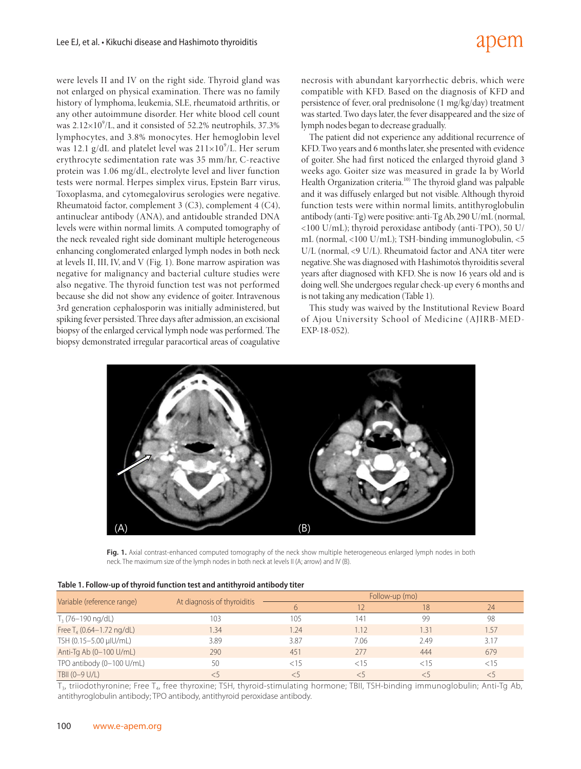were levels II and IV on the right side. Thyroid gland was not enlarged on physical examination. There was no family history of lymphoma, leukemia, SLE, rheumatoid arthritis, or any other autoimmune disorder. Her white blood cell count was $2.12\times10^9$/L, and it consisted of 52.2% neutrophils, 37.3% lymphocytes, and 3.8% monocytes. Her hemoglobin level was 12.1 g/dL and platelet level was $211\times10^9$/L. Her serum erythrocyte sedimentation rate was 35 mm/hr, C-reactive protein was 1.06 mg/dL, electrolyte level and liver function tests were normal. Herpes simplex virus, Epstein Barr virus, Toxoplasma, and cytomegalovirus serologies were negative. Rheumatoid factor, complement 3 (C3), complement 4 (C4), antinuclear antibody (ANA), and antidouble stranded DNA levels were within normal limits. A computed tomography of the neck revealed right side dominant multiple heterogeneous enhancing conglomerated enlarged lymph nodes in both neck at levels II, III, IV, and V (Fig. 1). Bone marrow aspiration was negative for malignancy and bacterial culture studies were also negative. The thyroid function test was not performed because she did not show any evidence of goiter. Intravenous 3rd generation cephalosporin was initially administered, but spiking fever persisted. Three days after admission, an excisional biopsy of the enlarged cervical lymph node was performed. The biopsy demonstrated irregular paracortical areas of coagulative necrosis with abundant karyorrhectic debris, which were compatible with KFD. Based on the diagnosis of KFD and persistence of fever, oral prednisolone (1 mg/kg/day) treatment was started. Two days later, the fever disappeared and the size of lymph nodes began to decrease gradually.

The patient did not experience any additional recurrence of KFD. Two years and 6 months later, she presented with evidence of goiter. She had first noticed the enlarged thyroid gland 3 weeks ago. Goiter size was measured in grade Ia by World Health Organization criteria.[10] The thyroid gland was palpable and it was diffusely enlarged but not visible. Although thyroid function tests were within normal limits, antithyroglobulin antibody (anti-Tg) were positive: anti-Tg Ab, 290 U/mL (normal, <100 U/mL); thyroid peroxidase antibody (anti-TPO), 50 U/mL (normal, <100 U/mL); TSH-binding immunoglobulin, <5 U/L (normal, <9 U/L). Rheumatoid factor and ANA titer were negative. She was diagnosed with Hashimoto's thyroiditis several years after diagnosed with KFD. She is now 16 years old and is doing well. She undergoes regular check-up every 6 months and is not taking any medication (Table 1).

This study was waived by the Institutional Review Board of Ajou University School of Medicine (AJIRB-MED-EXP-18-052).

**Fig. 1.** Axial contrast-enhanced computed tomography of the neck show multiple heterogeneous enlarged lymph nodes in both neck. The maximum size of the lymph nodes in both neck at levels II (A; arrow) and IV (B).

**Table 1. Follow-up of thyroid function test and antithyroid antibody titer**

| Variable (reference range) | At diagnosis of thyroiditis | Follow-up (mo) | | | |
|---|---|---|---|---|---|
| | | 6 | 12 | 18 | 24 |
| $T_3$ (76–190 ng/dL) | 103 | 105 | 141 | 99 | 98 |
| Free $T_4$ (0.64–1.72 ng/dL) | 1.34 | 1.24 | 1.12 | 1.31 | 1.57 |
| TSH (0.15–5.00 μIU/mL) | 3.89 | 3.87 | 7.06 | 2.49 | 3.17 |
| Anti-Tg Ab (0–100 U/mL) | 290 | 451 | 277 | 444 | 679 |
| TPO antibody (0–100 U/mL) | 50 | <15 | <15 | <15 | <15 |
| TBII (0–9 U/L) | <5 | <5 | <5 | <5 | <5 |

$T_3$, triiodothyronine; Free $T_4$, free thyroxine; TSH, thyroid-stimulating hormone; TBII, TSH-binding immunoglobulin; Anti-Tg Ab, antithyroglobulin antibody; TPO antibody, antithyroid peroxidase antibody.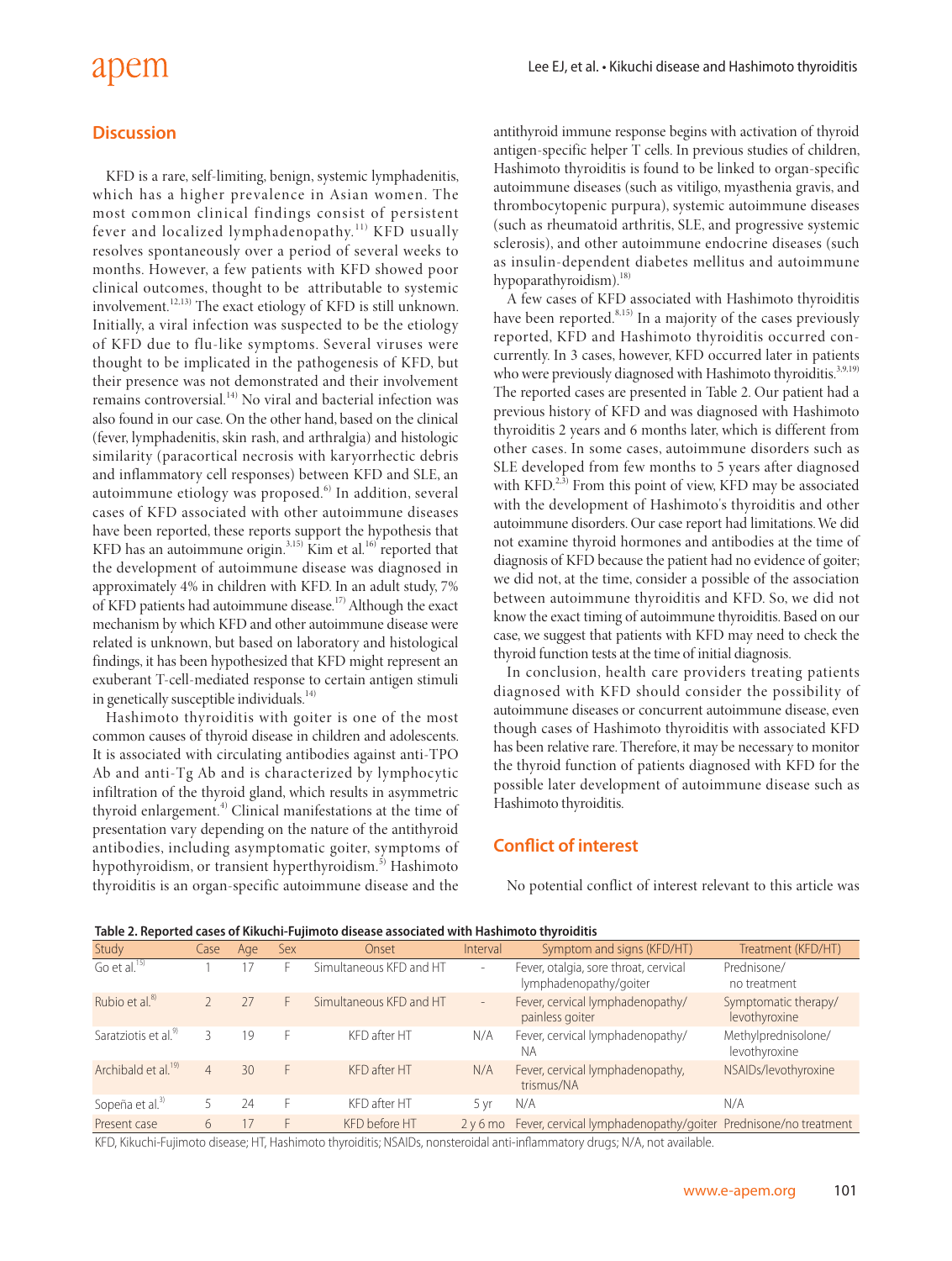## Discussion

KFD is a rare, self-limiting, benign, systemic lymphadenitis, which has a higher prevalence in Asian women. The most common clinical findings consist of persistent fever and localized lymphadenopathy.[11] KFD usually resolves spontaneously over a period of several weeks to months. However, a few patients with KFD showed poor clinical outcomes, thought to be attributable to systemic involvement.[12,13] The exact etiology of KFD is still unknown. Initially, a viral infection was suspected to be the etiology of KFD due to flu-like symptoms. Several viruses were thought to be implicated in the pathogenesis of KFD, but their presence was not demonstrated and their involvement remains controversial.[14] No viral and bacterial infection was also found in our case. On the other hand, based on the clinical (fever, lymphadenitis, skin rash, and arthralgia) and histologic similarity (paracortical necrosis with karyorrhectic debris and inflammatory cell responses) between KFD and SLE, an autoimmune etiology was proposed.[6] In addition, several cases of KFD associated with other autoimmune diseases have been reported, these reports support the hypothesis that KFD has an autoimmune origin.[3,15] Kim et al.[16] reported that the development of autoimmune disease was diagnosed in approximately 4% in children with KFD. In an adult study, 7% of KFD patients had autoimmune disease.[17] Although the exact mechanism by which KFD and other autoimmune disease were related is unknown, but based on laboratory and histological findings, it has been hypothesized that KFD might represent an exuberant T-cell-mediated response to certain antigen stimuli in genetically susceptible individuals.[14]

Hashimoto thyroiditis with goiter is one of the most common causes of thyroid disease in children and adolescents. It is associated with circulating antibodies against anti-TPO Ab and anti-Tg Ab and is characterized by lymphocytic infiltration of the thyroid gland, which results in asymmetric thyroid enlargement.[4] Clinical manifestations at the time of presentation vary depending on the nature of the antithyroid antibodies, including asymptomatic goiter, symptoms of hypothyroidism, or transient hyperthyroidism.[5] Hashimoto thyroiditis is an organ-specific autoimmune disease and the antithyroid immune response begins with activation of thyroid antigen-specific helper T cells. In previous studies of children, Hashimoto thyroiditis is found to be linked to organ-specific autoimmune diseases (such as vitiligo, myasthenia gravis, and thrombocytopenic purpura), systemic autoimmune diseases (such as rheumatoid arthritis, SLE, and progressive systemic sclerosis), and other autoimmune endocrine diseases (such as insulin-dependent diabetes mellitus and autoimmune hypoparathyroidism).[18]

A few cases of KFD associated with Hashimoto thyroiditis have been reported.[8,15] In a majority of the cases previously reported, KFD and Hashimoto thyroiditis occurred concurrently. In 3 cases, however, KFD occurred later in patients who were previously diagnosed with Hashimoto thyroiditis.[3,9,19] The reported cases are presented in Table 2. Our patient had a previous history of KFD and was diagnosed with Hashimoto thyroiditis 2 years and 6 months later, which is different from other cases. In some cases, autoimmune disorders such as SLE developed from few months to 5 years after diagnosed with KFD.[2,3] From this point of view, KFD may be associated with the development of Hashimoto's thyroiditis and other autoimmune disorders. Our case report had limitations. We did not examine thyroid hormones and antibodies at the time of diagnosis of KFD because the patient had no evidence of goiter; we did not, at the time, consider a possible of the association between autoimmune thyroiditis and KFD. So, we did not know the exact timing of autoimmune thyroiditis. Based on our case, we suggest that patients with KFD may need to check the thyroid function tests at the time of initial diagnosis.

In conclusion, health care providers treating patients diagnosed with KFD should consider the possibility of autoimmune diseases or concurrent autoimmune disease, even though cases of Hashimoto thyroiditis with associated KFD has been relative rare. Therefore, it may be necessary to monitor the thyroid function of patients diagnosed with KFD for the possible later development of autoimmune disease such as Hashimoto thyroiditis.

## Conflict of interest

No potential conflict of interest relevant to this article was

**Table 2. Reported cases of Kikuchi-Fujimoto disease associated with Hashimoto thyroiditis**

| Study | Case | Age | Sex | Onset | Interval | Symptom and signs (KFD/HT) | Treatment (KFD/HT) |
|---|---|---|---|---|---|---|---|
| Go et al.[15] | 1 | 17 | F | Simultaneous KFD and HT | - | Fever, otalgia, sore throat, cervical lymphadenopathy/goiter | Prednisone/ no treatment |
| Rubio et al.[8] | 2 | 27 | F | Simultaneous KFD and HT | - | Fever, cervical lymphadenopathy/ painless goiter | Symptomatic therapy/ levothyroxine |
| Saratziotis et al.[9] | 3 | 19 | F | KFD after HT | N/A | Fever, cervical lymphadenopathy/ NA | Methylprednisolone/ levothyroxine |
| Archibald et al.[19] | 4 | 30 | F | KFD after HT | N/A | Fever, cervical lymphadenopathy, trismus/NA | NSAIDs/levothyroxine |
| Sopeña et al.[3] | 5 | 24 | F | KFD after HT | 5 yr | N/A | N/A |
| Present case | 6 | 17 | F | KFD before HT | 2 y 6 mo | Fever, cervical lymphadenopathy/goiter | Prednisone/no treatment |

KFD, Kikuchi-Fujimoto disease; HT, Hashimoto thyroiditis; NSAIDs, nonsteroidal anti-inflammatory drugs; N/A, not available.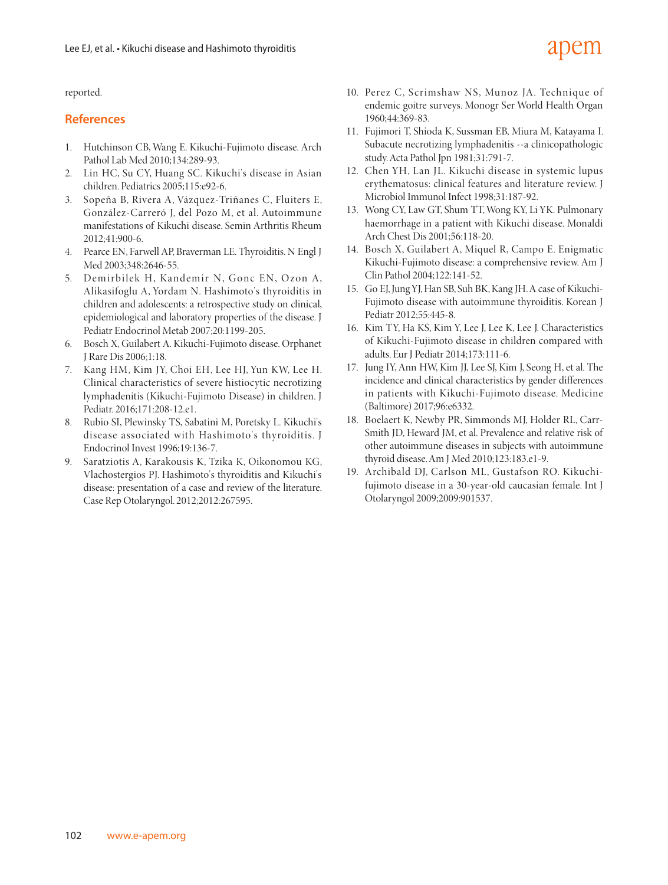reported.

## References

1. Hutchinson CB, Wang E. Kikuchi-Fujimoto disease. Arch Pathol Lab Med 2010;134:289-93.
2. Lin HC, Su CY, Huang SC. Kikuchi's disease in Asian children. Pediatrics 2005;115:e92-6.
3. Sopeña B, Rivera A, Vázquez-Triñanes C, Fluiters E, González-Carreró J, del Pozo M, et al. Autoimmune manifestations of Kikuchi disease. Semin Arthritis Rheum 2012;41:900-6.
4. Pearce EN, Farwell AP, Braverman LE. Thyroiditis. N Engl J Med 2003;348:2646-55.
5. Demirbilek H, Kandemir N, Gonc EN, Ozon A, Alikasifoglu A, Yordam N. Hashimoto's thyroiditis in children and adolescents: a retrospective study on clinical, epidemiological and laboratory properties of the disease. J Pediatr Endocrinol Metab 2007;20:1199-205.
6. Bosch X, Guilabert A. Kikuchi-Fujimoto disease. Orphanet J Rare Dis 2006;1:18.
7. Kang HM, Kim JY, Choi EH, Lee HJ, Yun KW, Lee H. Clinical characteristics of severe histiocytic necrotizing lymphadenitis (Kikuchi-Fujimoto Disease) in children. J Pediatr. 2016;171:208-12.e1.
8. Rubio SI, Plewinsky TS, Sabatini M, Poretsky L. Kikuchi's disease associated with Hashimoto's thyroiditis. J Endocrinol Invest 1996;19:136-7.
9. Saratziotis A, Karakousis K, Tzika K, Oikonomou KG, Vlachostergios PJ. Hashimoto's thyroiditis and Kikuchi's disease: presentation of a case and review of the literature. Case Rep Otolaryngol. 2012;2012:267595.
10. Perez C, Scrimshaw NS, Munoz JA. Technique of endemic goitre surveys. Monogr Ser World Health Organ 1960;44:369-83.
11. Fujimori T, Shioda K, Sussman EB, Miura M, Katayama I. Subacute necrotizing lymphadenitis --a clinicopathologic study. Acta Pathol Jpn 1981;31:791-7.
12. Chen YH, Lan JL. Kikuchi disease in systemic lupus erythematosus: clinical features and literature review. J Microbiol Immunol Infect 1998;31:187-92.
13. Wong CY, Law GT, Shum TT, Wong KY, Li YK. Pulmonary haemorrhage in a patient with Kikuchi disease. Monaldi Arch Chest Dis 2001;56:118-20.
14. Bosch X, Guilabert A, Miquel R, Campo E. Enigmatic Kikuchi-Fujimoto disease: a comprehensive review. Am J Clin Pathol 2004;122:141-52.
15. Go EJ, Jung YJ, Han SB, Suh BK, Kang JH. A case of Kikuchi-Fujimoto disease with autoimmune thyroiditis. Korean J Pediatr 2012;55:445-8.
16. Kim TY, Ha KS, Kim Y, Lee J, Lee K, Lee J. Characteristics of Kikuchi-Fujimoto disease in children compared with adults. Eur J Pediatr 2014;173:111-6.
17. Jung IY, Ann HW, Kim JJ, Lee SJ, Kim J, Seong H, et al. The incidence and clinical characteristics by gender differences in patients with Kikuchi-Fujimoto disease. Medicine (Baltimore) 2017;96:e6332.
18. Boelaert K, Newby PR, Simmonds MJ, Holder RL, Carr-Smith JD, Heward JM, et al. Prevalence and relative risk of other autoimmune diseases in subjects with autoimmune thyroid disease. Am J Med 2010;123:183.e1-9.
19. Archibald DJ, Carlson ML, Gustafson RO. Kikuchi-fujimoto disease in a 30-year-old caucasian female. Int J Otolaryngol 2009;2009:901537.